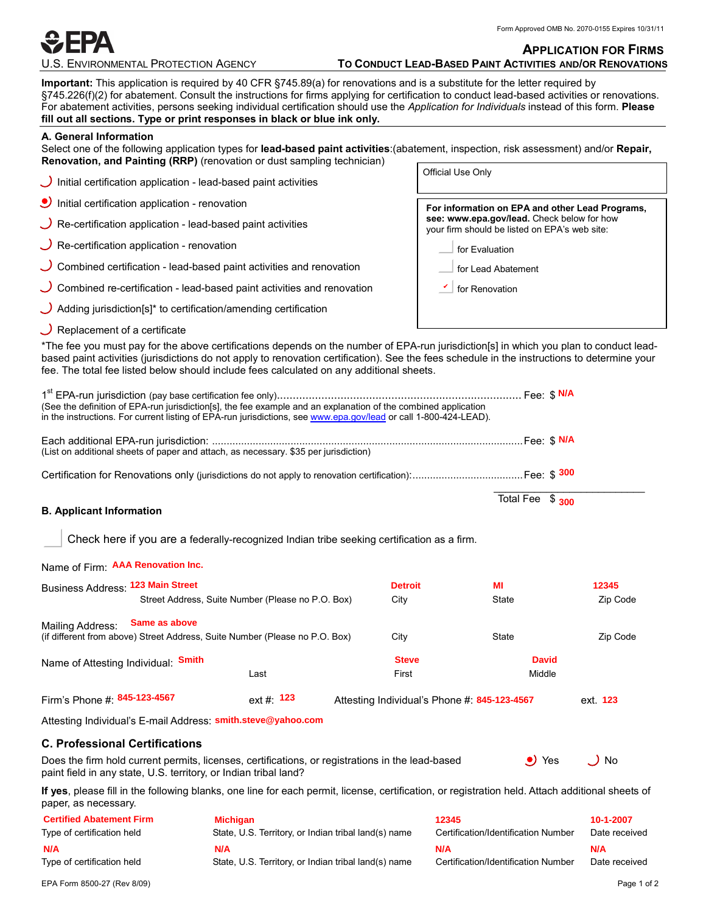Form Approved OMB No. 2070-0155 Expires 10/31/11

**EPA**

U.S. ENVIRONMENTAL PROTECTION AGENCY

# APPLICATION FOR FIRMS
## TO CONDUCT LEAD-BASED PAINT ACTIVITIES AND/OR RENOVATIONS

**Important:** This application is required by 40 CFR §745.89(a) for renovations and is a substitute for the letter required by §745.226(f)(2) for abatement. Consult the instructions for firms applying for certification to conduct lead-based activities or renovations. For abatement activities, persons seeking individual certification should use the *Application for Individuals* instead of this form. **Please fill out all sections. Type or print responses in black or blue ink only.**

### A. General Information

Select one of the following application types for **lead-based paint activities**:(abatement, inspection, risk assessment) and/or **Repair, Renovation, and Painting (RRP)** (renovation or dust sampling technician)

- ( ) Initial certification application - lead-based paint activities
- (●) Initial certification application - renovation
- ( ) Re-certification application - lead-based paint activities
- ( ) Re-certification application - renovation
- ( ) Combined certification - lead-based paint activities and renovation
- ( ) Combined re-certification - lead-based paint activities and renovation
- ( ) Adding jurisdiction[s]* to certification/amending certification
- ( ) Replacement of a certificate

Official Use Only

**For information on EPA and other Lead Programs, see: www.epa.gov/lead.** Check below for how your firm should be listed on EPA's web site:

- [ ] for Evaluation
- [ ] for Lead Abatement
- [x] for Renovation

*The fee you must pay for the above certifications depends on the number of EPA-run jurisdiction[s] in which you plan to conduct lead-based paint activities (jurisdictions do not apply to renovation certification). See the fees schedule in the instructions to determine your fee. The total fee listed below should include fees calculated on any additional sheets.

1st EPA-run jurisdiction (pay base certification fee only)........................ Fee: $ N/A
(See the definition of EPA-run jurisdiction[s], the fee example and an explanation of the combined application in the instructions. For current listing of EPA-run jurisdictions, see www.epa.gov/lead or call 1-800-424-LEAD).

Each additional EPA-run jurisdiction: ........................ Fee: $ N/A
(List on additional sheets of paper and attach, as necessary. $35 per jurisdiction)

Certification for Renovations only (jurisdictions do not apply to renovation certification):........................ Fee: $ 300

Total Fee $ 300

### B. Applicant Information

[ ] Check here if you are a federally-recognized Indian tribe seeking certification as a firm.

Name of Firm: AAA Renovation Inc.

Business Address: 123 Main Street (Street Address, Suite Number (Please no P.O. Box)) | Detroit (City) | MI (State) | 12345 (Zip Code)

Mailing Address: Same as above
(if different from above) Street Address, Suite Number (Please no P.O. Box) | City | State | Zip Code

Name of Attesting Individual: Smith (Last) | Steve (First) | David (Middle)

Firm's Phone #: 845-123-4567 ext #: 123 Attesting Individual's Phone #: 845-123-4567 ext. 123

Attesting Individual's E-mail Address: smith.steve@yahoo.com

### C. Professional Certifications

Does the firm hold current permits, licenses, certifications, or registrations in the lead-based paint field in any state, U.S. territory, or Indian tribal land? (●) Yes ( ) No

**If yes**, please fill in the following blanks, one line for each permit, license, certification, or registration held. Attach additional sheets of paper, as necessary.

| Type of certification held | State, U.S. Territory, or Indian tribal land(s) name | Certification/Identification Number | Date received |
|---|---|---|---|
| Certified Abatement Firm | Michigan | 12345 | 10-1-2007 |
| N/A | N/A | N/A | N/A |

EPA Form 8500-27 (Rev 8/09)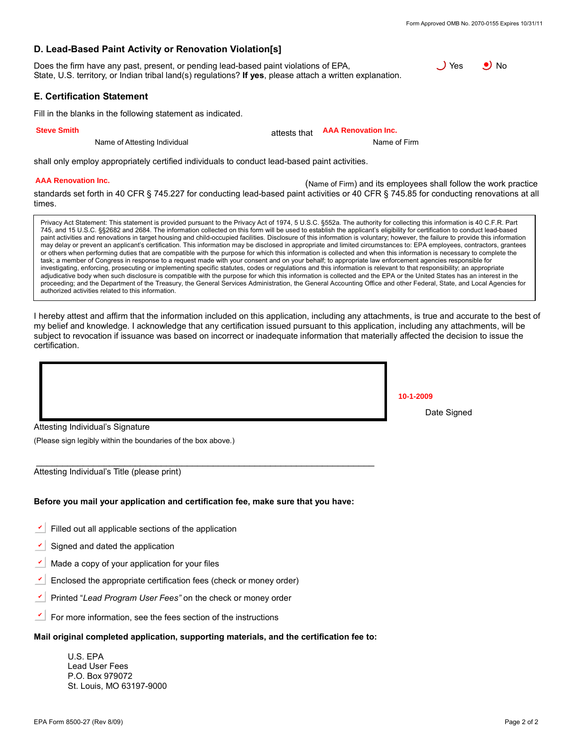Form Approved OMB No. 2070-0155 Expires 10/31/11

## D. Lead-Based Paint Activity or Renovation Violation[s]

Does the firm have any past, present, or pending lead-based paint violations of EPA, State, U.S. territory, or Indian tribal land(s) regulations? **If yes**, please attach a written explanation.

○ Yes ● No

## E. Certification Statement

Fill in the blanks in the following statement as indicated.

**Steve Smith** attests that **AAA Renovation Inc.**

Name of Attesting Individual — Name of Firm

shall only employ appropriately certified individuals to conduct lead-based paint activities.

**AAA Renovation Inc.** (Name of Firm) and its employees shall follow the work practice standards set forth in 40 CFR § 745.227 for conducting lead-based paint activities or 40 CFR § 745.85 for conducting renovations at all times.

> Privacy Act Statement: This statement is provided pursuant to the Privacy Act of 1974, 5 U.S.C. §552a. The authority for collecting this information is 40 C.F.R. Part 745, and 15 U.S.C. §§2682 and 2684. The information collected on this form will be used to establish the applicant's eligibility for certification to conduct lead-based paint activities and renovations in target housing and child-occupied facilities. Disclosure of this information is voluntary; however, the failure to provide this information may delay or prevent an applicant's certification. This information may be disclosed in appropriate and limited circumstances to: EPA employees, contractors, grantees or others when performing duties that are compatible with the purpose for which this information is collected and when this information is necessary to complete the task; a member of Congress in response to a request made with your consent and on your behalf; to appropriate law enforcement agencies responsible for investigating, enforcing, prosecuting or implementing specific statutes, codes or regulations and this information is relevant to that responsibility; an appropriate adjudicative body when such disclosure is compatible with the purpose for which this information is collected and the EPA or the United States has an interest in the proceeding; and the Department of the Treasury, the General Services Administration, the General Accounting Office and other Federal, State, and Local Agencies for authorized activities related to this information.

I hereby attest and affirm that the information included on this application, including any attachments, is true and accurate to the best of my belief and knowledge. I acknowledge that any certification issued pursuant to this application, including any attachments, will be subject to revocation if issuance was based on incorrect or inadequate information that materially affected the decision to issue the certification.

Attesting Individual's Signature

(Please sign legibly within the boundaries of the box above.)

**10-1-2009**

Date Signed

\_\_\_\_\_\_\_\_\_\_\_\_\_\_\_\_\_\_\_\_\_\_\_\_\_\_\_\_\_\_\_\_\_\_\_\_\_\_\_\_\_\_\_\_\_\_\_\_\_\_\_\_\_\_\_\_

Attesting Individual's Title (please print)

**Before you mail your application and certification fee, make sure that you have:**

- ☑ Filled out all applicable sections of the application
- ☑ Signed and dated the application
- ☑ Made a copy of your application for your files
- ☑ Enclosed the appropriate certification fees (check or money order)
- ☑ Printed "*Lead Program User Fees"* on the check or money order
- ☑ For more information, see the fees section of the instructions

**Mail original completed application, supporting materials, and the certification fee to:**

U.S. EPA
Lead User Fees
P.O. Box 979072
St. Louis, MO 63197-9000

EPA Form 8500-27 (Rev 8/09)